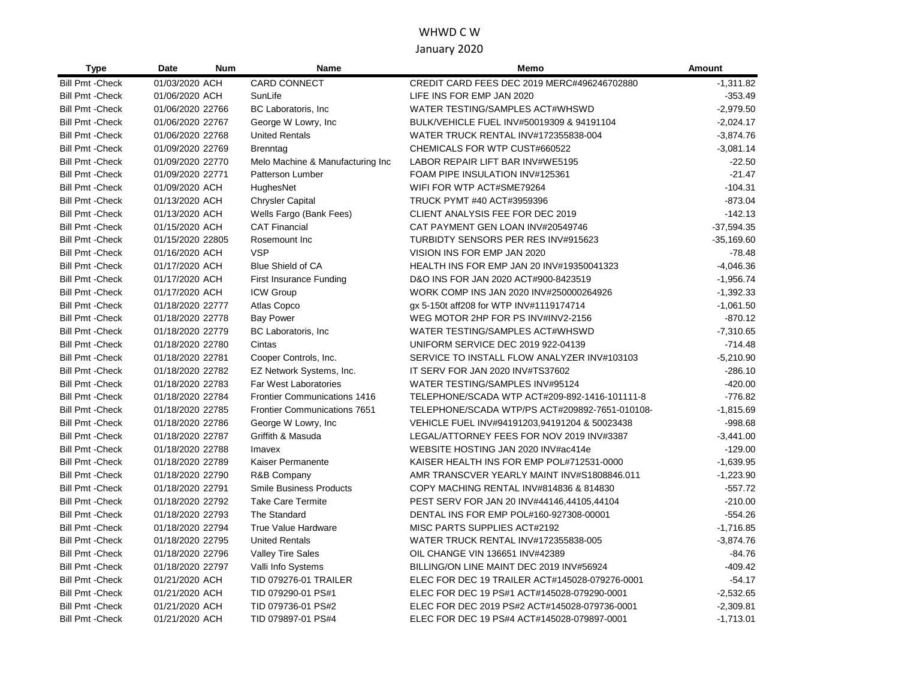# WHWD C W

## January 2020

| Type | Date | Num | Name | Memo | Amount |
|---|---|---|---|---|---|
| Bill Pmt -Check | 01/03/2020 | ACH | CARD CONNECT | CREDIT CARD FEES DEC 2019 MERC#496246702880 | -1,311.82 |
| Bill Pmt -Check | 01/06/2020 | ACH | SunLife | LIFE INS FOR EMP JAN 2020 | -353.49 |
| Bill Pmt -Check | 01/06/2020 | 22766 | BC Laboratoris, Inc | WATER TESTING/SAMPLES ACT#WHSWD | -2,979.50 |
| Bill Pmt -Check | 01/06/2020 | 22767 | George W Lowry, Inc | BULK/VEHICLE FUEL INV#50019309 & 94191104 | -2,024.17 |
| Bill Pmt -Check | 01/06/2020 | 22768 | United Rentals | WATER TRUCK RENTAL INV#172355838-004 | -3,874.76 |
| Bill Pmt -Check | 01/09/2020 | 22769 | Brenntag | CHEMICALS FOR WTP CUST#660522 | -3,081.14 |
| Bill Pmt -Check | 01/09/2020 | 22770 | Melo Machine & Manufacturing Inc | LABOR REPAIR LIFT BAR INV#WE5195 | -22.50 |
| Bill Pmt -Check | 01/09/2020 | 22771 | Patterson Lumber | FOAM PIPE INSULATION INV#125361 | -21.47 |
| Bill Pmt -Check | 01/09/2020 | ACH | HughesNet | WIFI FOR WTP ACT#SME79264 | -104.31 |
| Bill Pmt -Check | 01/13/2020 | ACH | Chrysler Capital | TRUCK PYMT #40 ACT#3959396 | -873.04 |
| Bill Pmt -Check | 01/13/2020 | ACH | Wells Fargo (Bank Fees) | CLIENT ANALYSIS FEE FOR DEC 2019 | -142.13 |
| Bill Pmt -Check | 01/15/2020 | ACH | CAT Financial | CAT PAYMENT GEN LOAN INV#20549746 | -37,594.35 |
| Bill Pmt -Check | 01/15/2020 | 22805 | Rosemount Inc | TURBIDTY SENSORS PER RES INV#915623 | -35,169.60 |
| Bill Pmt -Check | 01/16/2020 | ACH | VSP | VISION INS FOR EMP JAN 2020 | -78.48 |
| Bill Pmt -Check | 01/17/2020 | ACH | Blue Shield of CA | HEALTH INS FOR EMP JAN 20 INV#19350041323 | -4,046.36 |
| Bill Pmt -Check | 01/17/2020 | ACH | First Insurance Funding | D&O INS FOR JAN 2020 ACT#900-8423519 | -1,956.74 |
| Bill Pmt -Check | 01/17/2020 | ACH | ICW Group | WORK COMP INS JAN 2020 INV#250000264926 | -1,392.33 |
| Bill Pmt -Check | 01/18/2020 | 22777 | Atlas Copco | gx 5-150t aff208 for WTP INV#1119174714 | -1,061.50 |
| Bill Pmt -Check | 01/18/2020 | 22778 | Bay Power | WEG MOTOR 2HP FOR PS INV#INV2-2156 | -870.12 |
| Bill Pmt -Check | 01/18/2020 | 22779 | BC Laboratoris, Inc | WATER TESTING/SAMPLES ACT#WHSWD | -7,310.65 |
| Bill Pmt -Check | 01/18/2020 | 22780 | Cintas | UNIFORM SERVICE DEC 2019 922-04139 | -714.48 |
| Bill Pmt -Check | 01/18/2020 | 22781 | Cooper Controls, Inc. | SERVICE TO INSTALL FLOW ANALYZER INV#103103 | -5,210.90 |
| Bill Pmt -Check | 01/18/2020 | 22782 | EZ Network Systems, Inc. | IT SERV FOR JAN 2020 INV#TS37602 | -286.10 |
| Bill Pmt -Check | 01/18/2020 | 22783 | Far West Laboratories | WATER TESTING/SAMPLES INV#95124 | -420.00 |
| Bill Pmt -Check | 01/18/2020 | 22784 | Frontier Communications 1416 | TELEPHONE/SCADA WTP ACT#209-892-1416-101111-8 | -776.82 |
| Bill Pmt -Check | 01/18/2020 | 22785 | Frontier Communications 7651 | TELEPHONE/SCADA WTP/PS ACT#209892-7651-010108- | -1,815.69 |
| Bill Pmt -Check | 01/18/2020 | 22786 | George W Lowry, Inc | VEHICLE FUEL INV#94191203,94191204 & 50023438 | -998.68 |
| Bill Pmt -Check | 01/18/2020 | 22787 | Griffith & Masuda | LEGAL/ATTORNEY FEES FOR NOV 2019 INV#3387 | -3,441.00 |
| Bill Pmt -Check | 01/18/2020 | 22788 | Imavex | WEBSITE HOSTING JAN 2020 INV#ac414e | -129.00 |
| Bill Pmt -Check | 01/18/2020 | 22789 | Kaiser Permanente | KAISER HEALTH INS FOR EMP POL#712531-0000 | -1,639.95 |
| Bill Pmt -Check | 01/18/2020 | 22790 | R&B Company | AMR TRANSCVER YEARLY MAINT INV#S1808846.011 | -1,223.90 |
| Bill Pmt -Check | 01/18/2020 | 22791 | Smile Business Products | COPY MACHING RENTAL INV#814836 & 814830 | -557.72 |
| Bill Pmt -Check | 01/18/2020 | 22792 | Take Care Termite | PEST SERV FOR JAN 20 INV#44146,44105,44104 | -210.00 |
| Bill Pmt -Check | 01/18/2020 | 22793 | The Standard | DENTAL INS FOR EMP POL#160-927308-00001 | -554.26 |
| Bill Pmt -Check | 01/18/2020 | 22794 | True Value Hardware | MISC PARTS SUPPLIES ACT#2192 | -1,716.85 |
| Bill Pmt -Check | 01/18/2020 | 22795 | United Rentals | WATER TRUCK RENTAL INV#172355838-005 | -3,874.76 |
| Bill Pmt -Check | 01/18/2020 | 22796 | Valley Tire Sales | OIL CHANGE VIN 136651 INV#42389 | -84.76 |
| Bill Pmt -Check | 01/18/2020 | 22797 | Valli Info Systems | BILLING/ON LINE MAINT DEC 2019 INV#56924 | -409.42 |
| Bill Pmt -Check | 01/21/2020 | ACH | TID 079276-01 TRAILER | ELEC FOR DEC 19 TRAILER ACT#145028-079276-0001 | -54.17 |
| Bill Pmt -Check | 01/21/2020 | ACH | TID 079290-01 PS#1 | ELEC FOR DEC 19 PS#1 ACT#145028-079290-0001 | -2,532.65 |
| Bill Pmt -Check | 01/21/2020 | ACH | TID 079736-01 PS#2 | ELEC FOR DEC 2019 PS#2 ACT#145028-079736-0001 | -2,309.81 |
| Bill Pmt -Check | 01/21/2020 | ACH | TID 079897-01 PS#4 | ELEC FOR DEC 19 PS#4 ACT#145028-079897-0001 | -1,713.01 |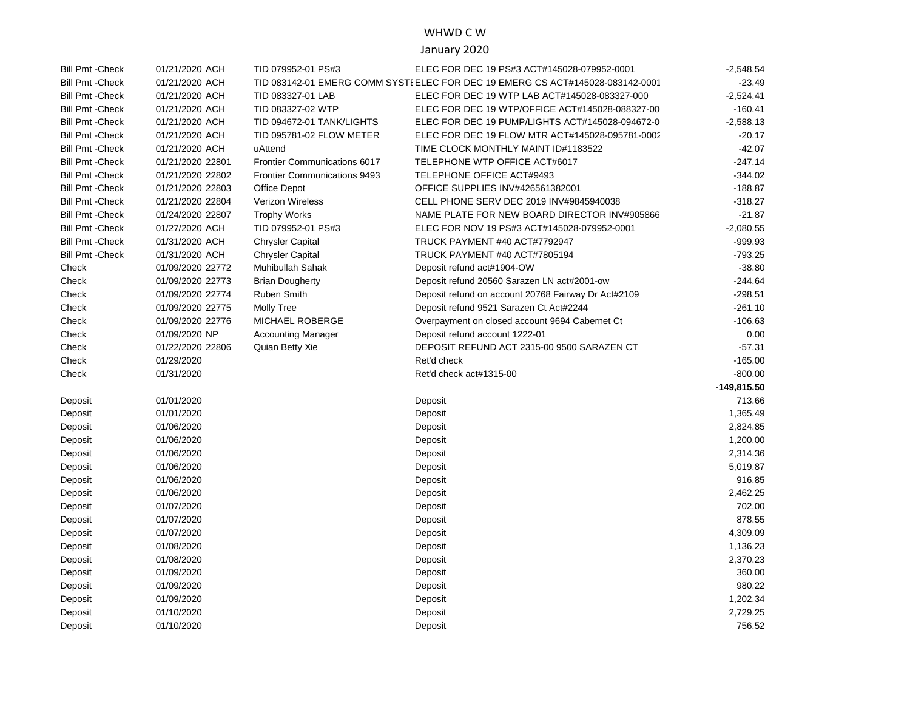# WHWD C W

## January 2020

| Type | Date | Num | Name | Memo | Amount |
|---|---|---|---|---|---|
| Bill Pmt -Check | 01/21/2020 | ACH | TID 079952-01 PS#3 | ELEC FOR DEC 19 PS#3 ACT#145028-079952-0001 | -2,548.54 |
| Bill Pmt -Check | 01/21/2020 | ACH | TID 083142-01 EMERG COMM SYSTI | ELEC FOR DEC 19 EMERG CS ACT#145028-083142-0001 | -23.49 |
| Bill Pmt -Check | 01/21/2020 | ACH | TID 083327-01 LAB | ELEC FOR DEC 19 WTP LAB ACT#145028-083327-000 | -2,524.41 |
| Bill Pmt -Check | 01/21/2020 | ACH | TID 083327-02 WTP | ELEC FOR DEC 19 WTP/OFFICE ACT#145028-088327-00 | -160.41 |
| Bill Pmt -Check | 01/21/2020 | ACH | TID 094672-01 TANK/LIGHTS | ELEC FOR DEC 19 PUMP/LIGHTS ACT#145028-094672-0 | -2,588.13 |
| Bill Pmt -Check | 01/21/2020 | ACH | TID 095781-02 FLOW METER | ELEC FOR DEC 19 FLOW MTR ACT#145028-095781-0002 | -20.17 |
| Bill Pmt -Check | 01/21/2020 | ACH | uAttend | TIME CLOCK MONTHLY MAINT ID#1183522 | -42.07 |
| Bill Pmt -Check | 01/21/2020 | 22801 | Frontier Communications 6017 | TELEPHONE WTP OFFICE ACT#6017 | -247.14 |
| Bill Pmt -Check | 01/21/2020 | 22802 | Frontier Communications 9493 | TELEPHONE OFFICE ACT#9493 | -344.02 |
| Bill Pmt -Check | 01/21/2020 | 22803 | Office Depot | OFFICE SUPPLIES INV#426561382001 | -188.87 |
| Bill Pmt -Check | 01/21/2020 | 22804 | Verizon Wireless | CELL PHONE SERV DEC 2019 INV#9845940038 | -318.27 |
| Bill Pmt -Check | 01/24/2020 | 22807 | Trophy Works | NAME PLATE FOR NEW BOARD DIRECTOR INV#905866 | -21.87 |
| Bill Pmt -Check | 01/27/2020 | ACH | TID 079952-01 PS#3 | ELEC FOR NOV 19 PS#3 ACT#145028-079952-0001 | -2,080.55 |
| Bill Pmt -Check | 01/31/2020 | ACH | Chrysler Capital | TRUCK PAYMENT #40 ACT#7792947 | -999.93 |
| Bill Pmt -Check | 01/31/2020 | ACH | Chrysler Capital | TRUCK PAYMENT #40 ACT#7805194 | -793.25 |
| Check | 01/09/2020 | 22772 | Muhibullah Sahak | Deposit refund act#1904-OW | -38.80 |
| Check | 01/09/2020 | 22773 | Brian Dougherty | Deposit refund 20560 Sarazen LN act#2001-ow | -244.64 |
| Check | 01/09/2020 | 22774 | Ruben Smith | Deposit refund on account 20768 Fairway Dr Act#2109 | -298.51 |
| Check | 01/09/2020 | 22775 | Molly Tree | Deposit refund 9521 Sarazen Ct Act#2244 | -261.10 |
| Check | 01/09/2020 | 22776 | MICHAEL ROBERGE | Overpayment on closed account 9694 Cabernet Ct | -106.63 |
| Check | 01/09/2020 | NP | Accounting Manager | Deposit refund account 1222-01 | 0.00 |
| Check | 01/22/2020 | 22806 | Quian Betty Xie | DEPOSIT REFUND ACT 2315-00 9500 SARAZEN CT | -57.31 |
| Check | 01/29/2020 | | | Ret'd check | -165.00 |
| Check | 01/31/2020 | | | Ret'd check act#1315-00 | -800.00 |
| | | | | | **-149,815.50** |
| Deposit | 01/01/2020 | | | Deposit | 713.66 |
| Deposit | 01/01/2020 | | | Deposit | 1,365.49 |
| Deposit | 01/06/2020 | | | Deposit | 2,824.85 |
| Deposit | 01/06/2020 | | | Deposit | 1,200.00 |
| Deposit | 01/06/2020 | | | Deposit | 2,314.36 |
| Deposit | 01/06/2020 | | | Deposit | 5,019.87 |
| Deposit | 01/06/2020 | | | Deposit | 916.85 |
| Deposit | 01/06/2020 | | | Deposit | 2,462.25 |
| Deposit | 01/07/2020 | | | Deposit | 702.00 |
| Deposit | 01/07/2020 | | | Deposit | 878.55 |
| Deposit | 01/07/2020 | | | Deposit | 4,309.09 |
| Deposit | 01/08/2020 | | | Deposit | 1,136.23 |
| Deposit | 01/08/2020 | | | Deposit | 2,370.23 |
| Deposit | 01/09/2020 | | | Deposit | 360.00 |
| Deposit | 01/09/2020 | | | Deposit | 980.22 |
| Deposit | 01/09/2020 | | | Deposit | 1,202.34 |
| Deposit | 01/10/2020 | | | Deposit | 2,729.25 |
| Deposit | 01/10/2020 | | | Deposit | 756.52 |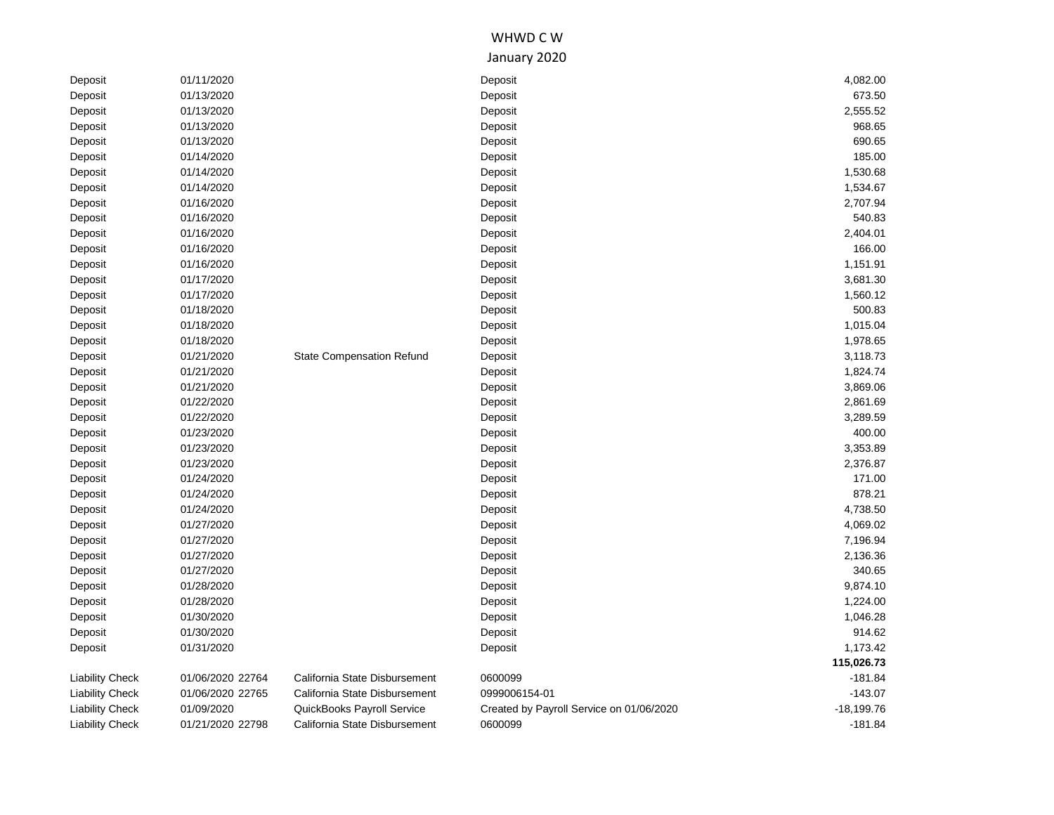WHWD C W

January 2020

| Type | Date | Num | Name | Memo | Amount |
|---|---|---|---|---|---|
| Deposit | 01/11/2020 | | | Deposit | 4,082.00 |
| Deposit | 01/13/2020 | | | Deposit | 673.50 |
| Deposit | 01/13/2020 | | | Deposit | 2,555.52 |
| Deposit | 01/13/2020 | | | Deposit | 968.65 |
| Deposit | 01/13/2020 | | | Deposit | 690.65 |
| Deposit | 01/14/2020 | | | Deposit | 185.00 |
| Deposit | 01/14/2020 | | | Deposit | 1,530.68 |
| Deposit | 01/14/2020 | | | Deposit | 1,534.67 |
| Deposit | 01/16/2020 | | | Deposit | 2,707.94 |
| Deposit | 01/16/2020 | | | Deposit | 540.83 |
| Deposit | 01/16/2020 | | | Deposit | 2,404.01 |
| Deposit | 01/16/2020 | | | Deposit | 166.00 |
| Deposit | 01/16/2020 | | | Deposit | 1,151.91 |
| Deposit | 01/17/2020 | | | Deposit | 3,681.30 |
| Deposit | 01/17/2020 | | | Deposit | 1,560.12 |
| Deposit | 01/18/2020 | | | Deposit | 500.83 |
| Deposit | 01/18/2020 | | | Deposit | 1,015.04 |
| Deposit | 01/18/2020 | | | Deposit | 1,978.65 |
| Deposit | 01/21/2020 | | State Compensation Refund | Deposit | 3,118.73 |
| Deposit | 01/21/2020 | | | Deposit | 1,824.74 |
| Deposit | 01/21/2020 | | | Deposit | 3,869.06 |
| Deposit | 01/22/2020 | | | Deposit | 2,861.69 |
| Deposit | 01/22/2020 | | | Deposit | 3,289.59 |
| Deposit | 01/23/2020 | | | Deposit | 400.00 |
| Deposit | 01/23/2020 | | | Deposit | 3,353.89 |
| Deposit | 01/23/2020 | | | Deposit | 2,376.87 |
| Deposit | 01/24/2020 | | | Deposit | 171.00 |
| Deposit | 01/24/2020 | | | Deposit | 878.21 |
| Deposit | 01/24/2020 | | | Deposit | 4,738.50 |
| Deposit | 01/27/2020 | | | Deposit | 4,069.02 |
| Deposit | 01/27/2020 | | | Deposit | 7,196.94 |
| Deposit | 01/27/2020 | | | Deposit | 2,136.36 |
| Deposit | 01/27/2020 | | | Deposit | 340.65 |
| Deposit | 01/28/2020 | | | Deposit | 9,874.10 |
| Deposit | 01/28/2020 | | | Deposit | 1,224.00 |
| Deposit | 01/30/2020 | | | Deposit | 1,046.28 |
| Deposit | 01/30/2020 | | | Deposit | 914.62 |
| Deposit | 01/31/2020 | | | Deposit | 1,173.42 |
| | | | | | **115,026.73** |
| Liability Check | 01/06/2020 | 22764 | California State Disbursement | 0600099 | -181.84 |
| Liability Check | 01/06/2020 | 22765 | California State Disbursement | 0999006154-01 | -143.07 |
| Liability Check | 01/09/2020 | | QuickBooks Payroll Service | Created by Payroll Service on 01/06/2020 | -18,199.76 |
| Liability Check | 01/21/2020 | 22798 | California State Disbursement | 0600099 | -181.84 |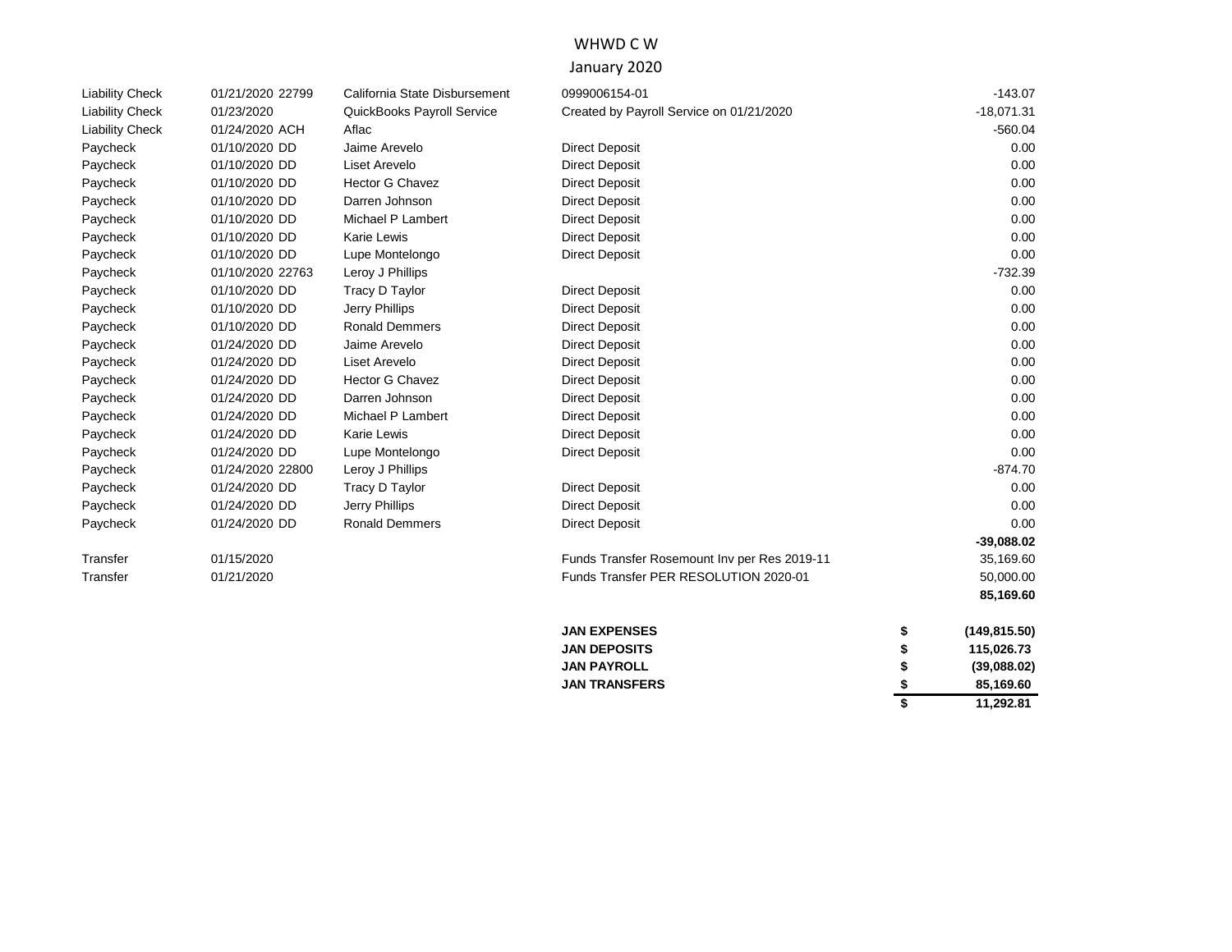# WHWD C W

## January 2020

| Type | Date / Num | Name | Memo | | Amount |
|---|---|---|---|---|---|
| Liability Check | 01/21/2020 22799 | California State Disbursement | 0999006154-01 | | -143.07 |
| Liability Check | 01/23/2020 | QuickBooks Payroll Service | Created by Payroll Service on 01/21/2020 | | -18,071.31 |
| Liability Check | 01/24/2020 ACH | Aflac | | | -560.04 |
| Paycheck | 01/10/2020 DD | Jaime Arevelo | Direct Deposit | | 0.00 |
| Paycheck | 01/10/2020 DD | Liset Arevelo | Direct Deposit | | 0.00 |
| Paycheck | 01/10/2020 DD | Hector G Chavez | Direct Deposit | | 0.00 |
| Paycheck | 01/10/2020 DD | Darren Johnson | Direct Deposit | | 0.00 |
| Paycheck | 01/10/2020 DD | Michael P Lambert | Direct Deposit | | 0.00 |
| Paycheck | 01/10/2020 DD | Karie Lewis | Direct Deposit | | 0.00 |
| Paycheck | 01/10/2020 DD | Lupe Montelongo | Direct Deposit | | 0.00 |
| Paycheck | 01/10/2020 22763 | Leroy J Phillips | | | -732.39 |
| Paycheck | 01/10/2020 DD | Tracy D Taylor | Direct Deposit | | 0.00 |
| Paycheck | 01/10/2020 DD | Jerry Phillips | Direct Deposit | | 0.00 |
| Paycheck | 01/10/2020 DD | Ronald Demmers | Direct Deposit | | 0.00 |
| Paycheck | 01/24/2020 DD | Jaime Arevelo | Direct Deposit | | 0.00 |
| Paycheck | 01/24/2020 DD | Liset Arevelo | Direct Deposit | | 0.00 |
| Paycheck | 01/24/2020 DD | Hector G Chavez | Direct Deposit | | 0.00 |
| Paycheck | 01/24/2020 DD | Darren Johnson | Direct Deposit | | 0.00 |
| Paycheck | 01/24/2020 DD | Michael P Lambert | Direct Deposit | | 0.00 |
| Paycheck | 01/24/2020 DD | Karie Lewis | Direct Deposit | | 0.00 |
| Paycheck | 01/24/2020 DD | Lupe Montelongo | Direct Deposit | | 0.00 |
| Paycheck | 01/24/2020 22800 | Leroy J Phillips | | | -874.70 |
| Paycheck | 01/24/2020 DD | Tracy D Taylor | Direct Deposit | | 0.00 |
| Paycheck | 01/24/2020 DD | Jerry Phillips | Direct Deposit | | 0.00 |
| Paycheck | 01/24/2020 DD | Ronald Demmers | Direct Deposit | | 0.00 |
| | | | | | **-39,088.02** |
| Transfer | 01/15/2020 | | Funds Transfer Rosemount Inv per Res 2019-11 | | 35,169.60 |
| Transfer | 01/21/2020 | | Funds Transfer PER RESOLUTION 2020-01 | | 50,000.00 |
| | | | | | **85,169.60** |
| | | | **JAN EXPENSES** | **$** | **(149,815.50)** |
| | | | **JAN DEPOSITS** | **$** | **115,026.73** |
| | | | **JAN PAYROLL** | **$** | **(39,088.02)** |
| | | | **JAN TRANSFERS** | **$** | **85,169.60** |
| | | | | **$** | **11,292.81** |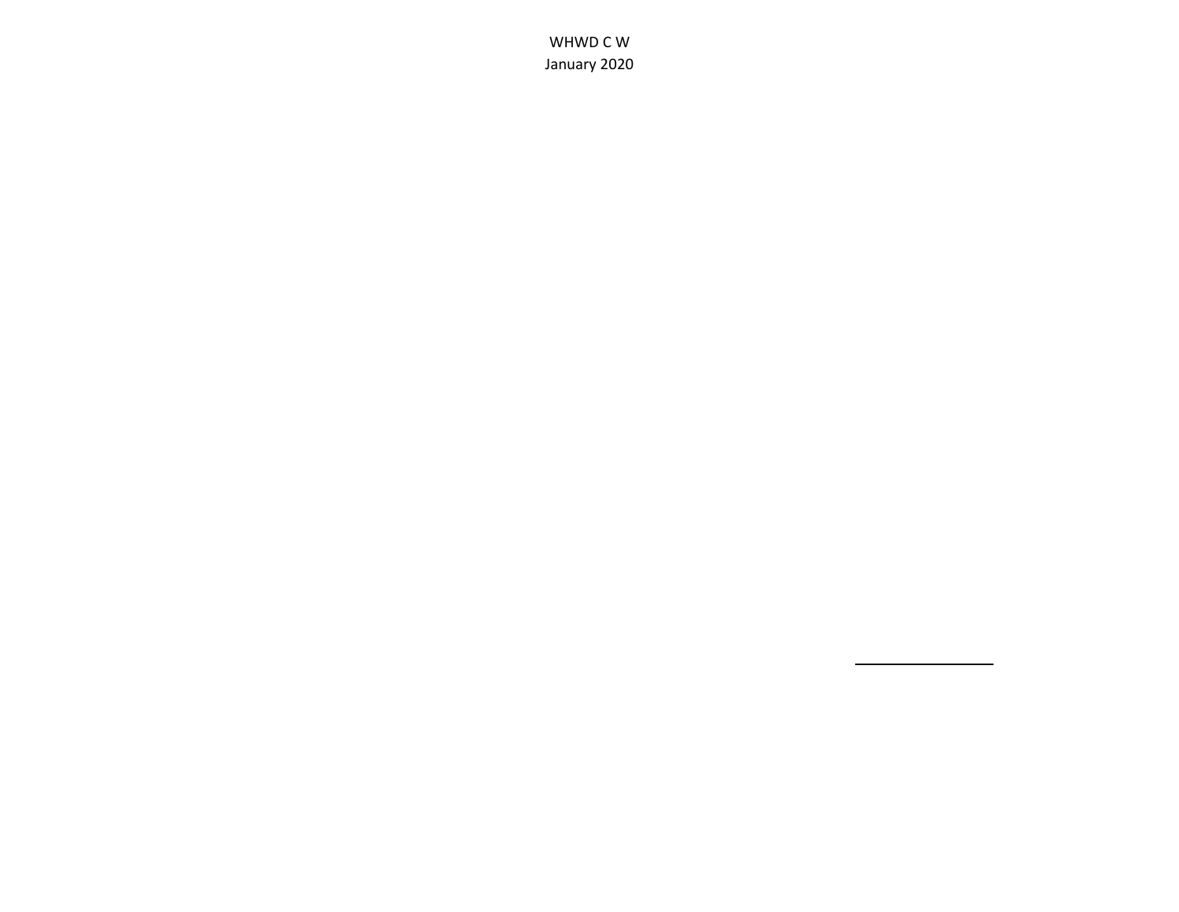WHWD C W
January 2020